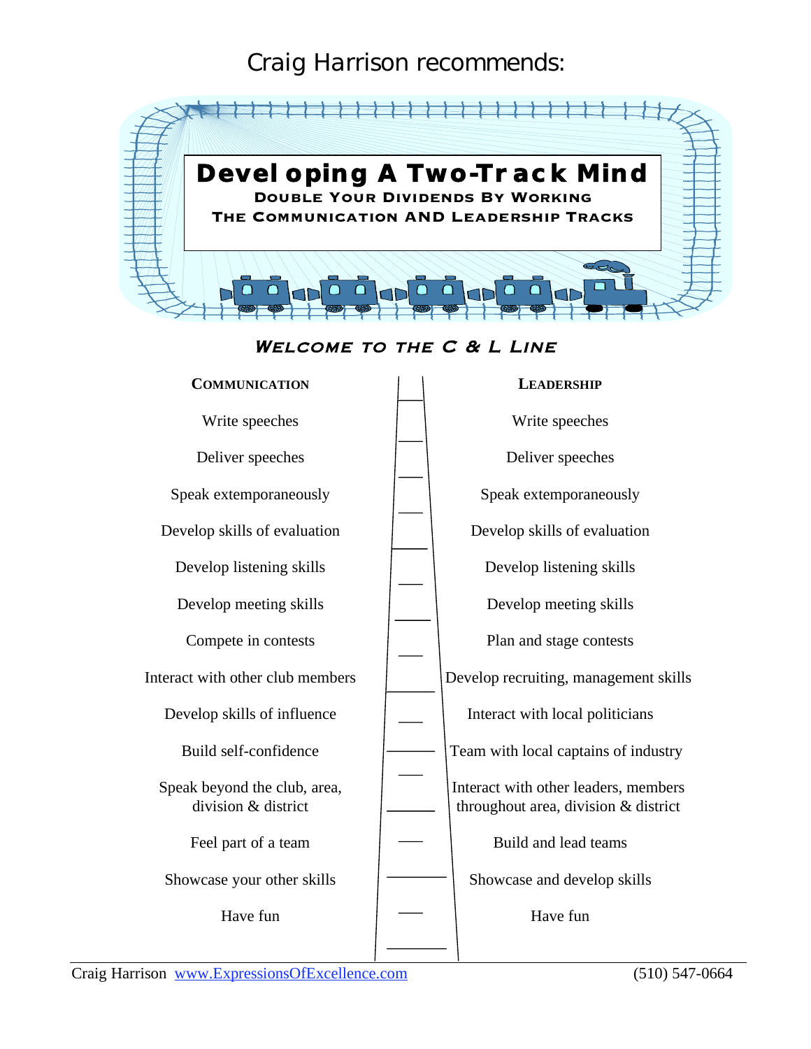Craig Harrison recommends:

# Developing A Two-Track Mind

**DOUBLE YOUR DIVIDENDS BY WORKING THE COMMUNICATION AND LEADERSHIP TRACKS**

## *WELCOME TO THE C & L LINE*

| COMMUNICATION | LEADERSHIP |
|---|---|
| Write speeches | Write speeches |
| Deliver speeches | Deliver speeches |
| Speak extemporaneously | Speak extemporaneously |
| Develop skills of evaluation | Develop skills of evaluation |
| Develop listening skills | Develop listening skills |
| Develop meeting skills | Develop meeting skills |
| Compete in contests | Plan and stage contests |
| Interact with other club members | Develop recruiting, management skills |
| Develop skills of influence | Interact with local politicians |
| Build self-confidence | Team with local captains of industry |
| Speak beyond the club, area, division & district | Interact with other leaders, members throughout area, division & district |
| Feel part of a team | Build and lead teams |
| Showcase your other skills | Showcase and develop skills |
| Have fun | Have fun |

Craig Harrison www.ExpressionsOfExcellence.com (510) 547-0664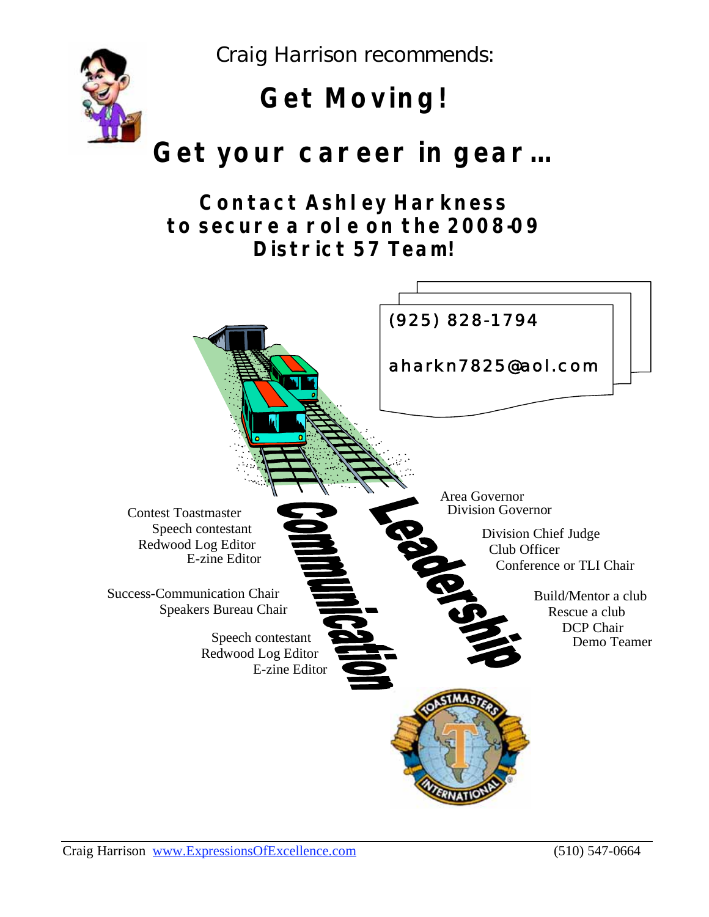Craig Harrison recommends:

# Get Moving!

# Get your career in gear…

## Contact Ashley Harkness to secure a role on the 2008-09 District 57 Team!

(925) 828-1794

aharkn7825@aol.com

**Communication**

Contest Toastmaster
Speech contestant
Redwood Log Editor
E-zine Editor

Success-Communication Chair
Speakers Bureau Chair

Speech contestant
Redwood Log Editor
E-zine Editor

**Leadership**

Area Governor
Division Governor

Division Chief Judge
Club Officer
Conference or TLI Chair

Build/Mentor a club
Rescue a club
DCP Chair
Demo Teamer

Craig Harrison [www.ExpressionsOfExcellence.com](http://www.ExpressionsOfExcellence.com) (510) 547-0664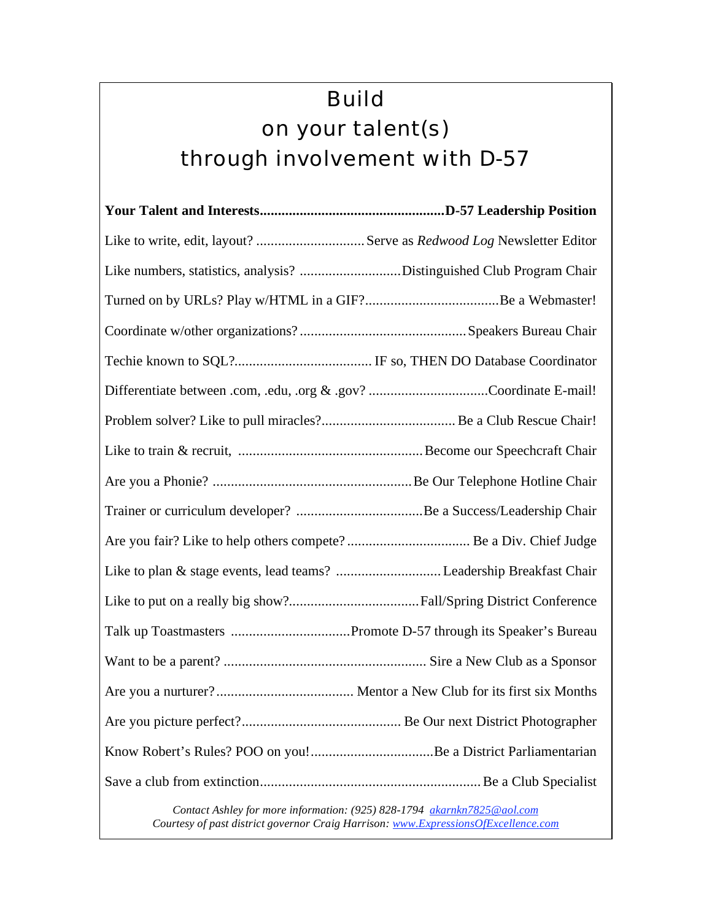# Build on your talent(s) through involvement with D-57

| Your Talent and Interests | D-57 Leadership Position |
|---|---|
| Like to write, edit, layout? | Serve as *Redwood Log* Newsletter Editor |
| Like numbers, statistics, analysis? | Distinguished Club Program Chair |
| Turned on by URLs? Play w/HTML in a GIF? | Be a Webmaster! |
| Coordinate w/other organizations? | Speakers Bureau Chair |
| Techie known to SQL? | IF so, THEN DO Database Coordinator |
| Differentiate between .com, .edu, .org & .gov? | Coordinate E-mail! |
| Problem solver? Like to pull miracles? | Be a Club Rescue Chair! |
| Like to train & recruit, | Become our Speechcraft Chair |
| Are you a Phonie? | Be Our Telephone Hotline Chair |
| Trainer or curriculum developer? | Be a Success/Leadership Chair |
| Are you fair? Like to help others compete? | Be a Div. Chief Judge |
| Like to plan & stage events, lead teams? | Leadership Breakfast Chair |
| Like to put on a really big show? | Fall/Spring District Conference |
| Talk up Toastmasters | Promote D-57 through its Speaker's Bureau |
| Want to be a parent? | Sire a New Club as a Sponsor |
| Are you a nurturer? | Mentor a New Club for its first six Months |
| Are you picture perfect? | Be Our next District Photographer |
| Know Robert's Rules? POO on you! | Be a District Parliamentarian |
| Save a club from extinction | Be a Club Specialist |

*Contact Ashley for more information: (925) 828-1794 akarnkn7825@aol.com*
*Courtesy of past district governor Craig Harrison: www.ExpressionsOfExcellence.com*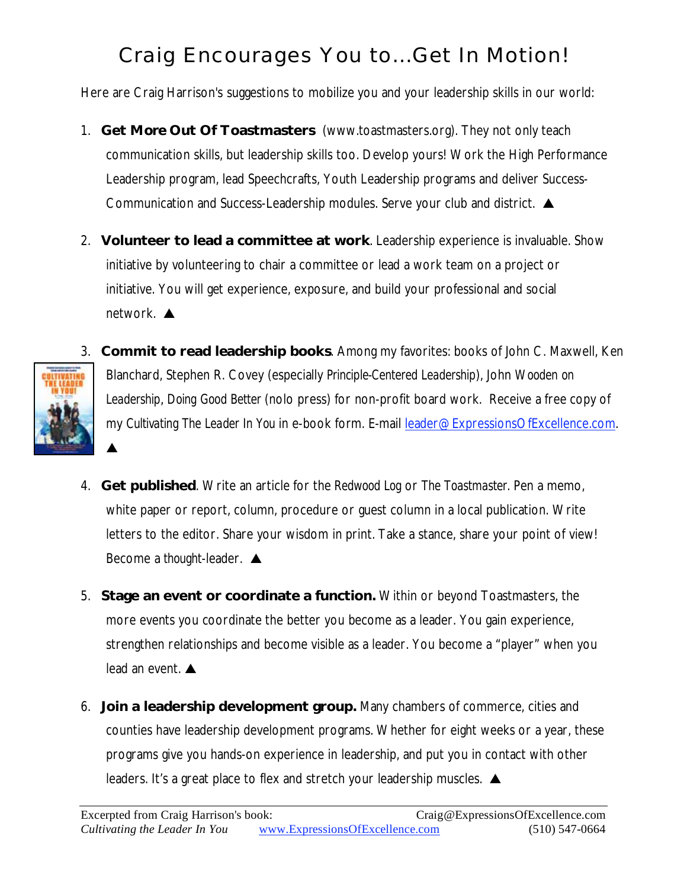# Craig Encourages You to...Get In Motion!

Here are Craig Harrison's suggestions to mobilize you and your leadership skills in our world:

1. **Get More Out Of Toastmasters** (www.toastmasters.org). They not only teach communication skills, but leadership skills too. Develop yours! Work the High Performance Leadership program, lead Speechcrafts, Youth Leadership programs and deliver Success-Communication and Success-Leadership modules. Serve your club and district. ▲

2. **Volunteer to lead a committee at work**. Leadership experience is invaluable. Show initiative by volunteering to chair a committee or lead a work team on a project or initiative. You will get experience, exposure, and build your professional and social network. ▲

3. **Commit to read leadership books**. Among my favorites: books of John C. Maxwell, Ken Blanchard, Stephen R. Covey (especially Principle-Centered Leadership), John Wooden on Leadership, Doing Good Better (nolo press) for non-profit board work. Receive a free copy of my Cultivating The Leader In You in e-book form. E-mail leader@ExpressionsOfExcellence.com. ▲

4. **Get published**. Write an article for the Redwood Log or The Toastmaster. Pen a memo, white paper or report, column, procedure or guest column in a local publication. Write letters to the editor. Share your wisdom in print. Take a stance, share your point of view! Become a thought-leader. ▲

5. **Stage an event or coordinate a function.** Within or beyond Toastmasters, the more events you coordinate the better you become as a leader. You gain experience, strengthen relationships and become visible as a leader. You become a "player" when you lead an event. ▲

6. **Join a leadership development group.** Many chambers of commerce, cities and counties have leadership development programs. Whether for eight weeks or a year, these programs give you hands-on experience in leadership, and put you in contact with other leaders. It's a great place to flex and stretch your leadership muscles. ▲

---

Excerpted from Craig Harrison's book: *Cultivating the Leader In You* — www.ExpressionsOfExcellence.com — Craig@ExpressionsOfExcellence.com — (510) 547-0664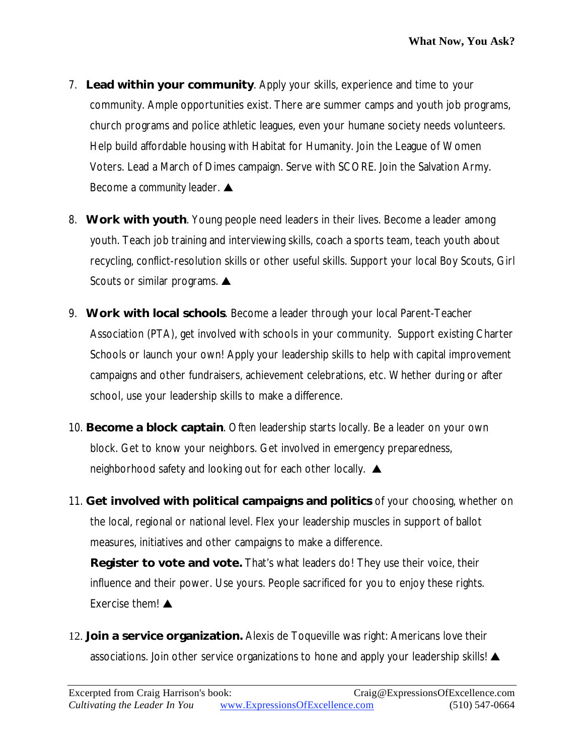7. **Lead within your community**. Apply your skills, experience and time to your community. Ample opportunities exist. There are summer camps and youth job programs, church programs and police athletic leagues, even your humane society needs volunteers. Help build affordable housing with Habitat for Humanity. Join the League of Women Voters. Lead a March of Dimes campaign. Serve with SCORE. Join the Salvation Army. Become a community leader. ▲

8. **Work with youth**. Young people need leaders in their lives. Become a leader among youth. Teach job training and interviewing skills, coach a sports team, teach youth about recycling, conflict-resolution skills or other useful skills. Support your local Boy Scouts, Girl Scouts or similar programs. ▲

9. **Work with local schools**. Become a leader through your local Parent-Teacher Association (PTA), get involved with schools in your community. Support existing Charter Schools or launch your own! Apply your leadership skills to help with capital improvement campaigns and other fundraisers, achievement celebrations, etc. Whether during or after school, use your leadership skills to make a difference.

10. **Become a block captain**. Often leadership starts locally. Be a leader on your own block. Get to know your neighbors. Get involved in emergency preparedness, neighborhood safety and looking out for each other locally. ▲

11. **Get involved with political campaigns and politics** of your choosing, whether on the local, regional or national level. Flex your leadership muscles in support of ballot measures, initiatives and other campaigns to make a difference.

    **Register to vote and vote.** That's what leaders do! They use their voice, their influence and their power. Use yours. People sacrificed for you to enjoy these rights. Exercise them! ▲

12. **Join a service organization.** Alexis de Toqueville was right: Americans love their associations. Join other service organizations to hone and apply your leadership skills! ▲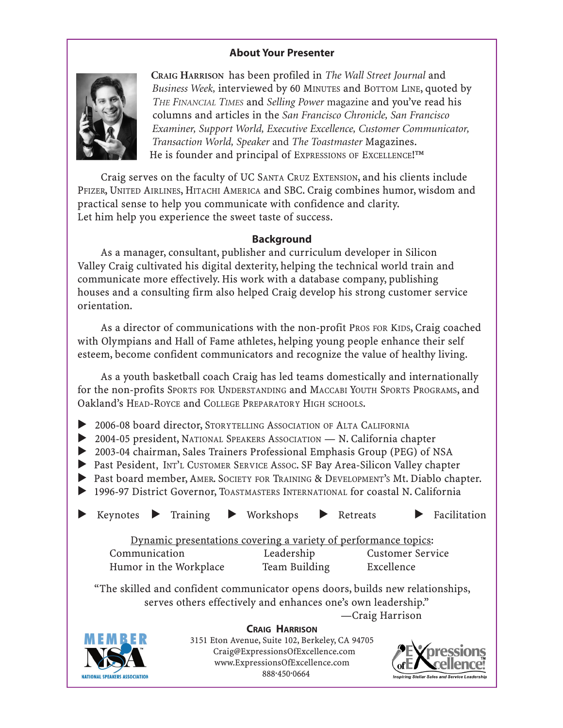## About Your Presenter

**Craig Harrison** has been profiled in *The Wall Street Journal* and *Business Week,* interviewed by 60 Minutes and Bottom Line, quoted by *The Financial Times* and *Selling Power* magazine and you've read his columns and articles in the *San Francisco Chronicle, San Francisco Examiner, Support World, Executive Excellence, Customer Communicator, Transaction World, Speaker* and *The Toastmaster* Magazines. He is founder and principal of Expressions of Excellence!™

Craig serves on the faculty of UC Santa Cruz Extension, and his clients include Pfizer, United Airlines, Hitachi America and SBC. Craig combines humor, wisdom and practical sense to help you communicate with confidence and clarity. Let him help you experience the sweet taste of success.

## Background

As a manager, consultant, publisher and curriculum developer in Silicon Valley Craig cultivated his digital dexterity, helping the technical world train and communicate more effectively. His work with a database company, publishing houses and a consulting firm also helped Craig develop his strong customer service orientation.

As a director of communications with the non-profit Pros for Kids, Craig coached with Olympians and Hall of Fame athletes, helping young people enhance their self esteem, become confident communicators and recognize the value of healthy living.

As a youth basketball coach Craig has led teams domestically and internationally for the non-profits Sports for Understanding and Maccabi Youth Sports Programs, and Oakland's Head-Royce and College Preparatory High schools.

- 2006-08 board director, Storytelling Association of Alta California
- 2004-05 president, National Speakers Association — N. California chapter
- 2003-04 chairman, Sales Trainers Professional Emphasis Group (PEG) of NSA
- Past Pesident, Int'l Customer Service Assoc. SF Bay Area-Silicon Valley chapter
- Past board member, Amer. Society for Training & Development's Mt. Diablo chapter.
- 1996-97 District Governor, Toastmasters International for coastal N. California

▶ Keynotes ▶ Training ▶ Workshops ▶ Retreats ▶ Facilitation

Dynamic presentations covering a variety of performance topics:

Communication — Leadership — Customer Service
Humor in the Workplace — Team Building — Excellence

"The skilled and confident communicator opens doors, builds new relationships, serves others effectively and enhances one's own leadership."
—Craig Harrison

MEMBER NSA NATIONAL SPEAKERS ASSOCIATION

**Craig Harrison**
3151 Eton Avenue, Suite 102, Berkeley, CA 94705
Craig@ExpressionsOfExcellence.com
www.ExpressionsOfExcellence.com
888·450·0664

Expressions of Excellence!™
Inspiring Stellar Sales and Service Leadership